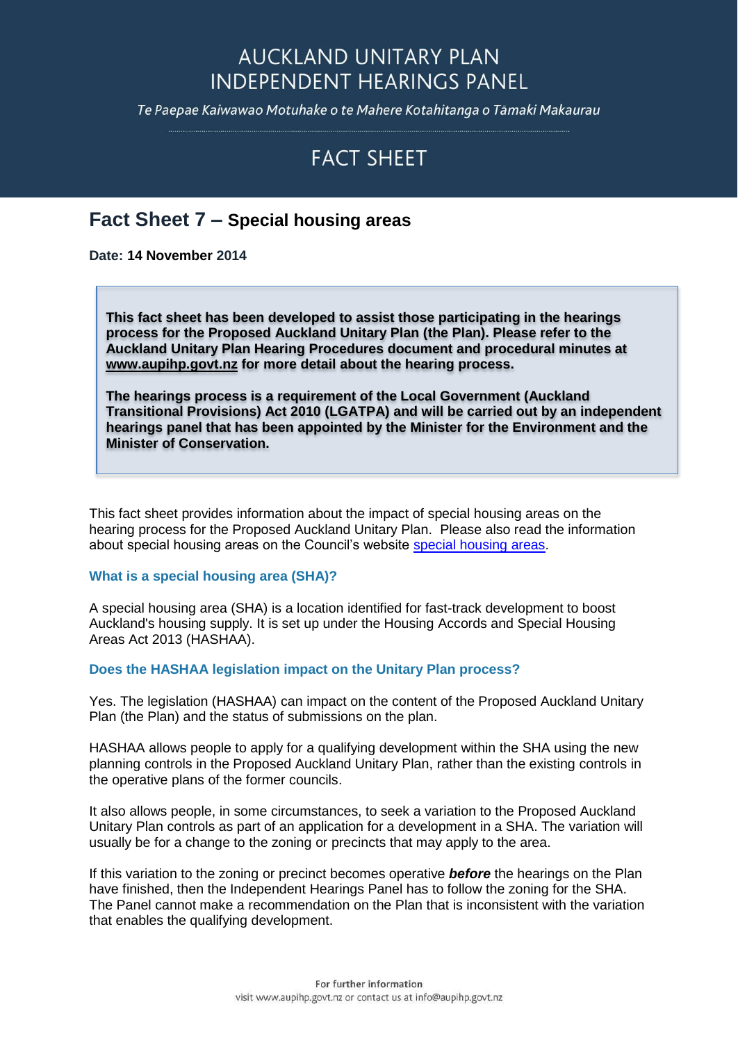# AUCKLAND UNITARY PLAN INDEPENDENT HEARINGS PANEL

*Te Paepae Kaiwawao Motuhake o te Mahere Kotahitanga o Tāmaki Makaurau*

## FACT SHEET

## Fact Sheet 7 – Special housing areas

**Date: 14 November 2014**

> **This fact sheet has been developed to assist those participating in the hearings process for the Proposed Auckland Unitary Plan (the Plan). Please refer to the Auckland Unitary Plan Hearing Procedures document and procedural minutes at www.aupihp.govt.nz for more detail about the hearing process.**
>
> **The hearings process is a requirement of the Local Government (Auckland Transitional Provisions) Act 2010 (LGATPA) and will be carried out by an independent hearings panel that has been appointed by the Minister for the Environment and the Minister of Conservation.**

This fact sheet provides information about the impact of special housing areas on the hearing process for the Proposed Auckland Unitary Plan. Please also read the information about special housing areas on the Council's website special housing areas.

### What is a special housing area (SHA)?

A special housing area (SHA) is a location identified for fast-track development to boost Auckland's housing supply. It is set up under the Housing Accords and Special Housing Areas Act 2013 (HASHAA).

### Does the HASHAA legislation impact on the Unitary Plan process?

Yes. The legislation (HASHAA) can impact on the content of the Proposed Auckland Unitary Plan (the Plan) and the status of submissions on the plan.

HASHAA allows people to apply for a qualifying development within the SHA using the new planning controls in the Proposed Auckland Unitary Plan, rather than the existing controls in the operative plans of the former councils.

It also allows people, in some circumstances, to seek a variation to the Proposed Auckland Unitary Plan controls as part of an application for a development in a SHA. The variation will usually be for a change to the zoning or precincts that may apply to the area.

If this variation to the zoning or precinct becomes operative ***before*** the hearings on the Plan have finished, then the Independent Hearings Panel has to follow the zoning for the SHA. The Panel cannot make a recommendation on the Plan that is inconsistent with the variation that enables the qualifying development.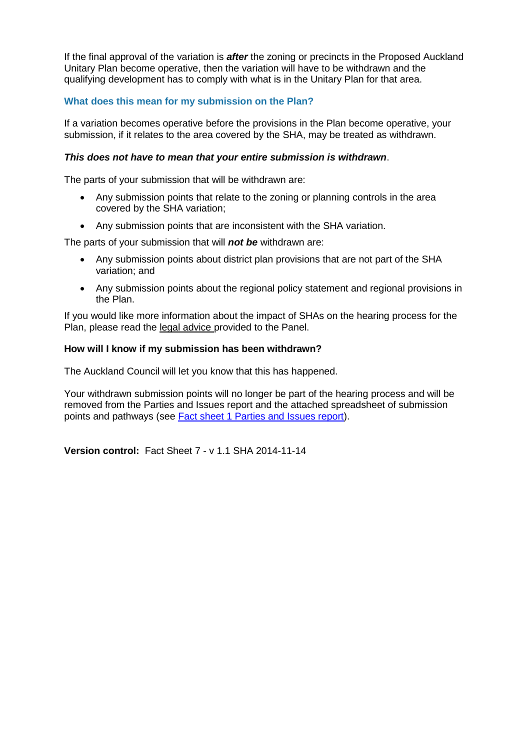If the final approval of the variation is ***after*** the zoning or precincts in the Proposed Auckland Unitary Plan become operative, then the variation will have to be withdrawn and the qualifying development has to comply with what is in the Unitary Plan for that area.

### What does this mean for my submission on the Plan?

If a variation becomes operative before the provisions in the Plan become operative, your submission, if it relates to the area covered by the SHA, may be treated as withdrawn.

***This does not have to mean that your entire submission is withdrawn***.

The parts of your submission that will be withdrawn are:

- Any submission points that relate to the zoning or planning controls in the area covered by the SHA variation;
- Any submission points that are inconsistent with the SHA variation.

The parts of your submission that will ***not be*** withdrawn are:

- Any submission points about district plan provisions that are not part of the SHA variation; and
- Any submission points about the regional policy statement and regional provisions in the Plan.

If you would like more information about the impact of SHAs on the hearing process for the Plan, please read the legal advice provided to the Panel.

**How will I know if my submission has been withdrawn?**

The Auckland Council will let you know that this has happened.

Your withdrawn submission points will no longer be part of the hearing process and will be removed from the Parties and Issues report and the attached spreadsheet of submission points and pathways (see Fact sheet 1 Parties and Issues report).

**Version control:** Fact Sheet 7 - v 1.1 SHA 2014-11-14